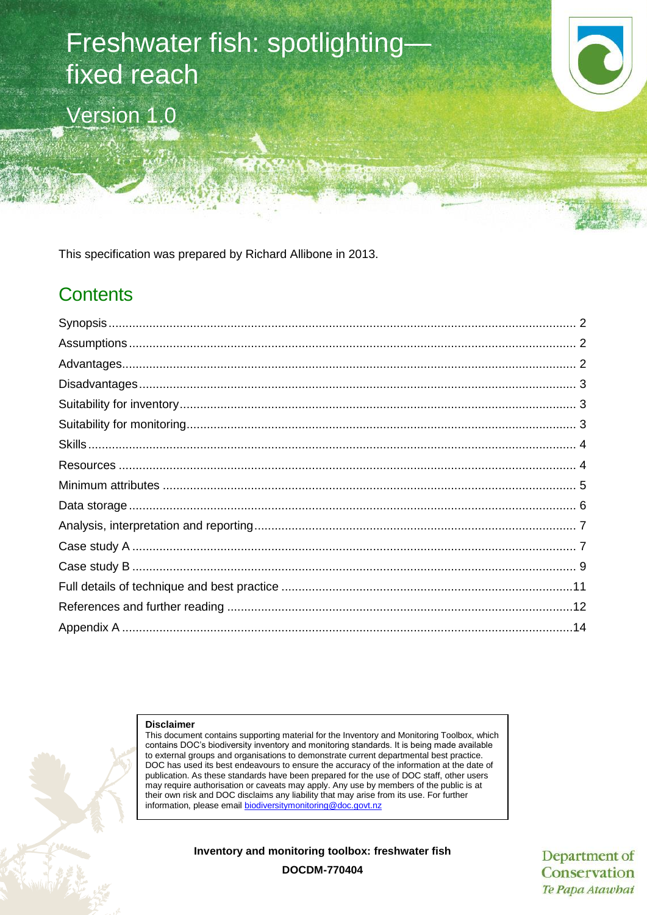# Freshwater fish: spotlighting—fixed reach

Version 1.0

This specification was prepared by Richard Allibone in 2013.

## Contents

Synopsis ........ 2
Assumptions ........ 2
Advantages ........ 2
Disadvantages ........ 3
Suitability for inventory ........ 3
Suitability for monitoring ........ 3
Skills ........ 4
Resources ........ 4
Minimum attributes ........ 5
Data storage ........ 6
Analysis, interpretation and reporting ........ 7
Case study A ........ 7
Case study B ........ 9
Full details of technique and best practice ........ 11
References and further reading ........ 12
Appendix A ........ 14

**Disclaimer**
This document contains supporting material for the Inventory and Monitoring Toolbox, which contains DOC's biodiversity inventory and monitoring standards. It is being made available to external groups and organisations to demonstrate current departmental best practice. DOC has used its best endeavours to ensure the accuracy of the information at the date of publication. As these standards have been prepared for the use of DOC staff, other users may require authorisation or caveats may apply. Any use by members of the public is at their own risk and DOC disclaims any liability that may arise from its use. For further information, please email biodiversitymonitoring@doc.govt.nz

**Inventory and monitoring toolbox: freshwater fish**

**DOCDM-770404**

Department of Conservation
*Te Papa Atawhai*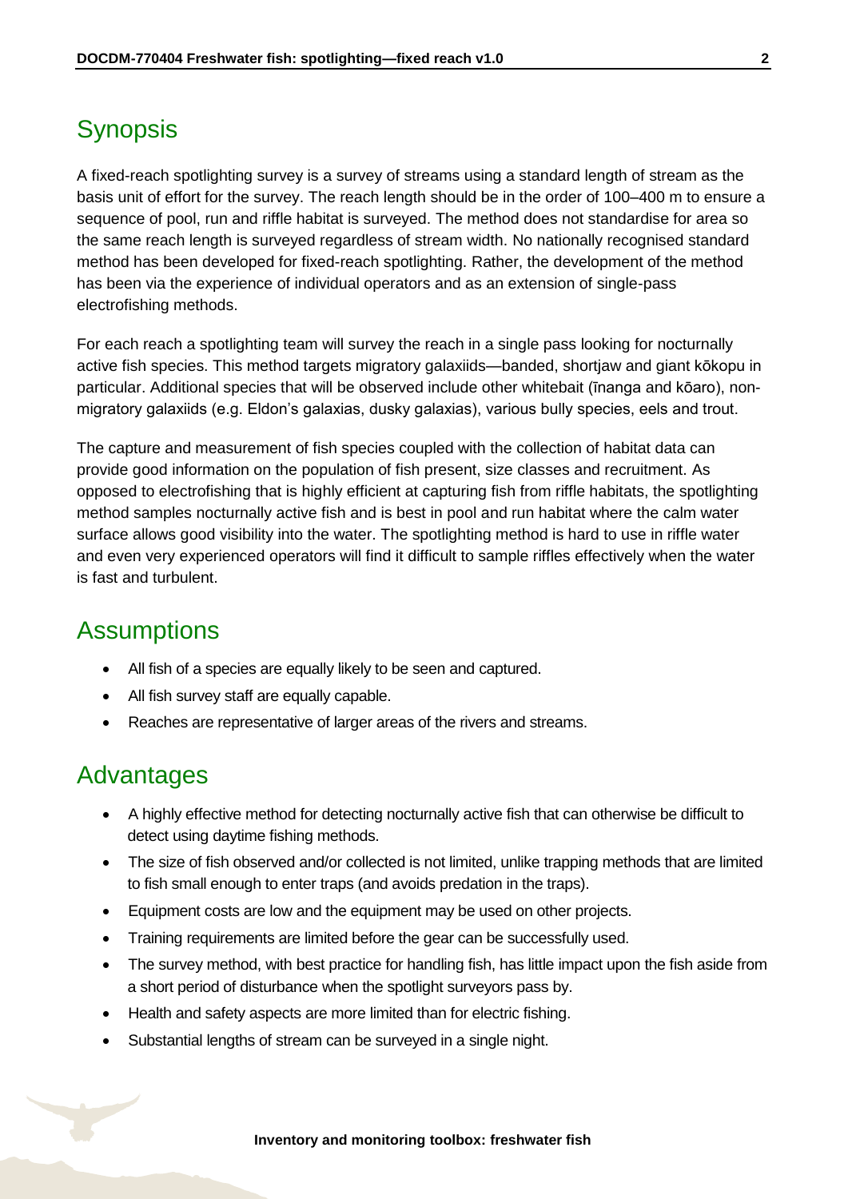## Synopsis

A fixed-reach spotlighting survey is a survey of streams using a standard length of stream as the basis unit of effort for the survey. The reach length should be in the order of 100–400 m to ensure a sequence of pool, run and riffle habitat is surveyed. The method does not standardise for area so the same reach length is surveyed regardless of stream width. No nationally recognised standard method has been developed for fixed-reach spotlighting. Rather, the development of the method has been via the experience of individual operators and as an extension of single-pass electrofishing methods.

For each reach a spotlighting team will survey the reach in a single pass looking for nocturnally active fish species. This method targets migratory galaxiids—banded, shortjaw and giant kōkopu in particular. Additional species that will be observed include other whitebait (īnanga and kōaro), non-migratory galaxiids (e.g. Eldon's galaxias, dusky galaxias), various bully species, eels and trout.

The capture and measurement of fish species coupled with the collection of habitat data can provide good information on the population of fish present, size classes and recruitment. As opposed to electrofishing that is highly efficient at capturing fish from riffle habitats, the spotlighting method samples nocturnally active fish and is best in pool and run habitat where the calm water surface allows good visibility into the water. The spotlighting method is hard to use in riffle water and even very experienced operators will find it difficult to sample riffles effectively when the water is fast and turbulent.

## Assumptions

- All fish of a species are equally likely to be seen and captured.
- All fish survey staff are equally capable.
- Reaches are representative of larger areas of the rivers and streams.

## Advantages

- A highly effective method for detecting nocturnally active fish that can otherwise be difficult to detect using daytime fishing methods.
- The size of fish observed and/or collected is not limited, unlike trapping methods that are limited to fish small enough to enter traps (and avoids predation in the traps).
- Equipment costs are low and the equipment may be used on other projects.
- Training requirements are limited before the gear can be successfully used.
- The survey method, with best practice for handling fish, has little impact upon the fish aside from a short period of disturbance when the spotlight surveyors pass by.
- Health and safety aspects are more limited than for electric fishing.
- Substantial lengths of stream can be surveyed in a single night.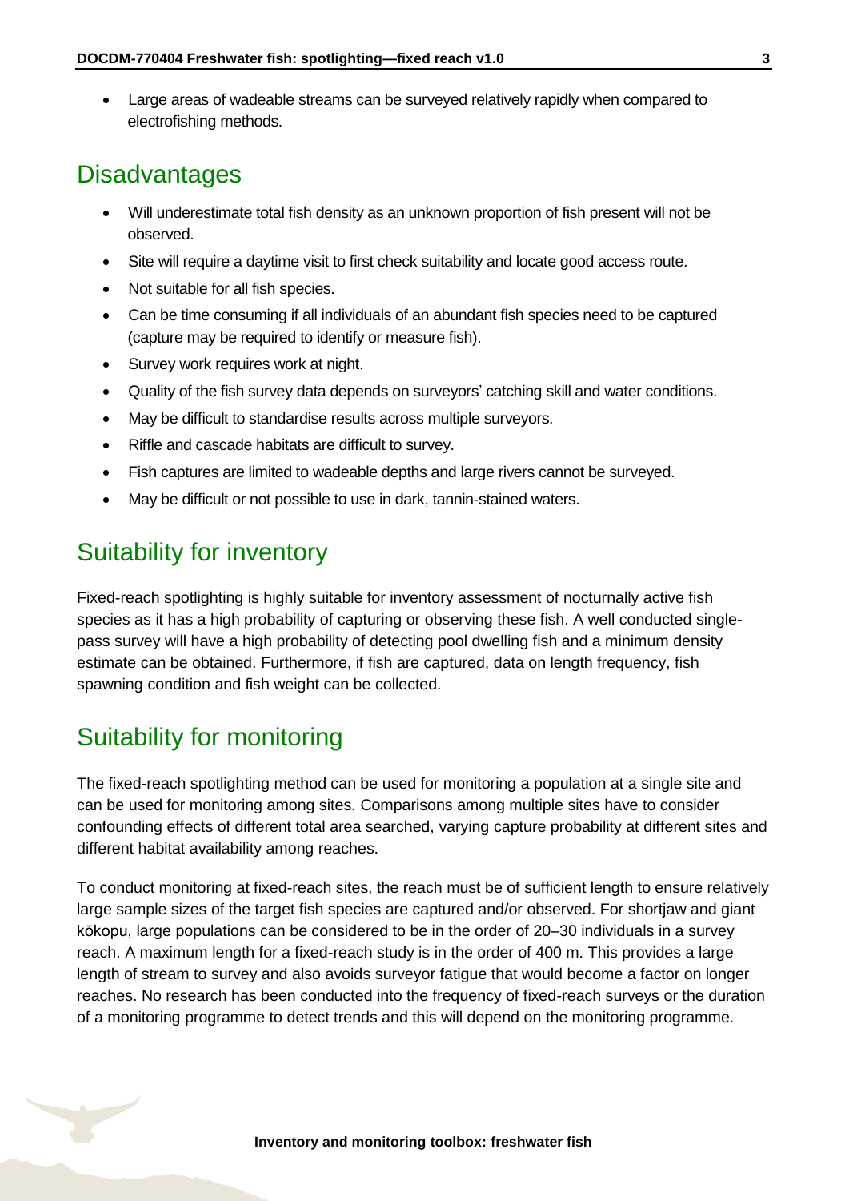- Large areas of wadeable streams can be surveyed relatively rapidly when compared to electrofishing methods.

## Disadvantages

- Will underestimate total fish density as an unknown proportion of fish present will not be observed.
- Site will require a daytime visit to first check suitability and locate good access route.
- Not suitable for all fish species.
- Can be time consuming if all individuals of an abundant fish species need to be captured (capture may be required to identify or measure fish).
- Survey work requires work at night.
- Quality of the fish survey data depends on surveyors' catching skill and water conditions.
- May be difficult to standardise results across multiple surveyors.
- Riffle and cascade habitats are difficult to survey.
- Fish captures are limited to wadeable depths and large rivers cannot be surveyed.
- May be difficult or not possible to use in dark, tannin-stained waters.

## Suitability for inventory

Fixed-reach spotlighting is highly suitable for inventory assessment of nocturnally active fish species as it has a high probability of capturing or observing these fish. A well conducted single-pass survey will have a high probability of detecting pool dwelling fish and a minimum density estimate can be obtained. Furthermore, if fish are captured, data on length frequency, fish spawning condition and fish weight can be collected.

## Suitability for monitoring

The fixed-reach spotlighting method can be used for monitoring a population at a single site and can be used for monitoring among sites. Comparisons among multiple sites have to consider confounding effects of different total area searched, varying capture probability at different sites and different habitat availability among reaches.

To conduct monitoring at fixed-reach sites, the reach must be of sufficient length to ensure relatively large sample sizes of the target fish species are captured and/or observed. For shortjaw and giant kōkopu, large populations can be considered to be in the order of 20–30 individuals in a survey reach. A maximum length for a fixed-reach study is in the order of 400 m. This provides a large length of stream to survey and also avoids surveyor fatigue that would become a factor on longer reaches. No research has been conducted into the frequency of fixed-reach surveys or the duration of a monitoring programme to detect trends and this will depend on the monitoring programme.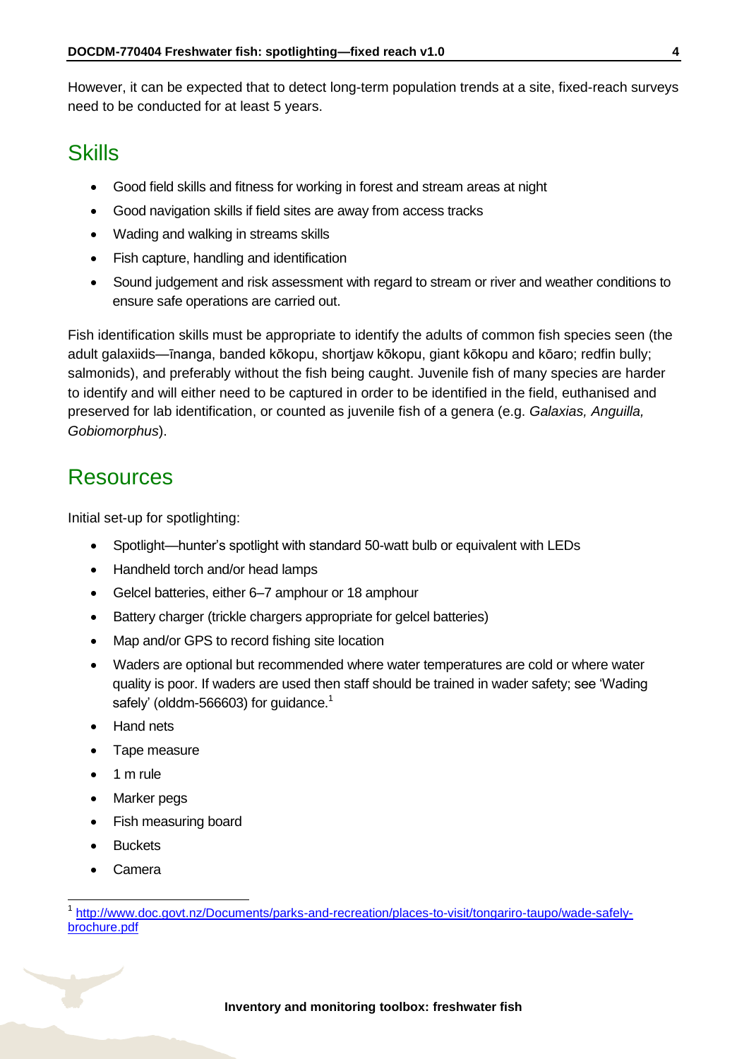However, it can be expected that to detect long-term population trends at a site, fixed-reach surveys need to be conducted for at least 5 years.

## Skills

- Good field skills and fitness for working in forest and stream areas at night
- Good navigation skills if field sites are away from access tracks
- Wading and walking in streams skills
- Fish capture, handling and identification
- Sound judgement and risk assessment with regard to stream or river and weather conditions to ensure safe operations are carried out.

Fish identification skills must be appropriate to identify the adults of common fish species seen (the adult galaxiids—īnanga, banded kōkopu, shortjaw kōkopu, giant kōkopu and kōaro; redfin bully; salmonids), and preferably without the fish being caught. Juvenile fish of many species are harder to identify and will either need to be captured in order to be identified in the field, euthanised and preserved for lab identification, or counted as juvenile fish of a genera (e.g. *Galaxias, Anguilla, Gobiomorphus*).

## Resources

Initial set-up for spotlighting:

- Spotlight—hunter's spotlight with standard 50-watt bulb or equivalent with LEDs
- Handheld torch and/or head lamps
- Gelcel batteries, either 6–7 amphour or 18 amphour
- Battery charger (trickle chargers appropriate for gelcel batteries)
- Map and/or GPS to record fishing site location
- Waders are optional but recommended where water temperatures are cold or where water quality is poor. If waders are used then staff should be trained in wader safety; see 'Wading safely' (olddm-566603) for guidance.[1]
- Hand nets
- Tape measure
- 1 m rule
- Marker pegs
- Fish measuring board
- Buckets
- Camera

[1] http://www.doc.govt.nz/Documents/parks-and-recreation/places-to-visit/tongariro-taupo/wade-safely-brochure.pdf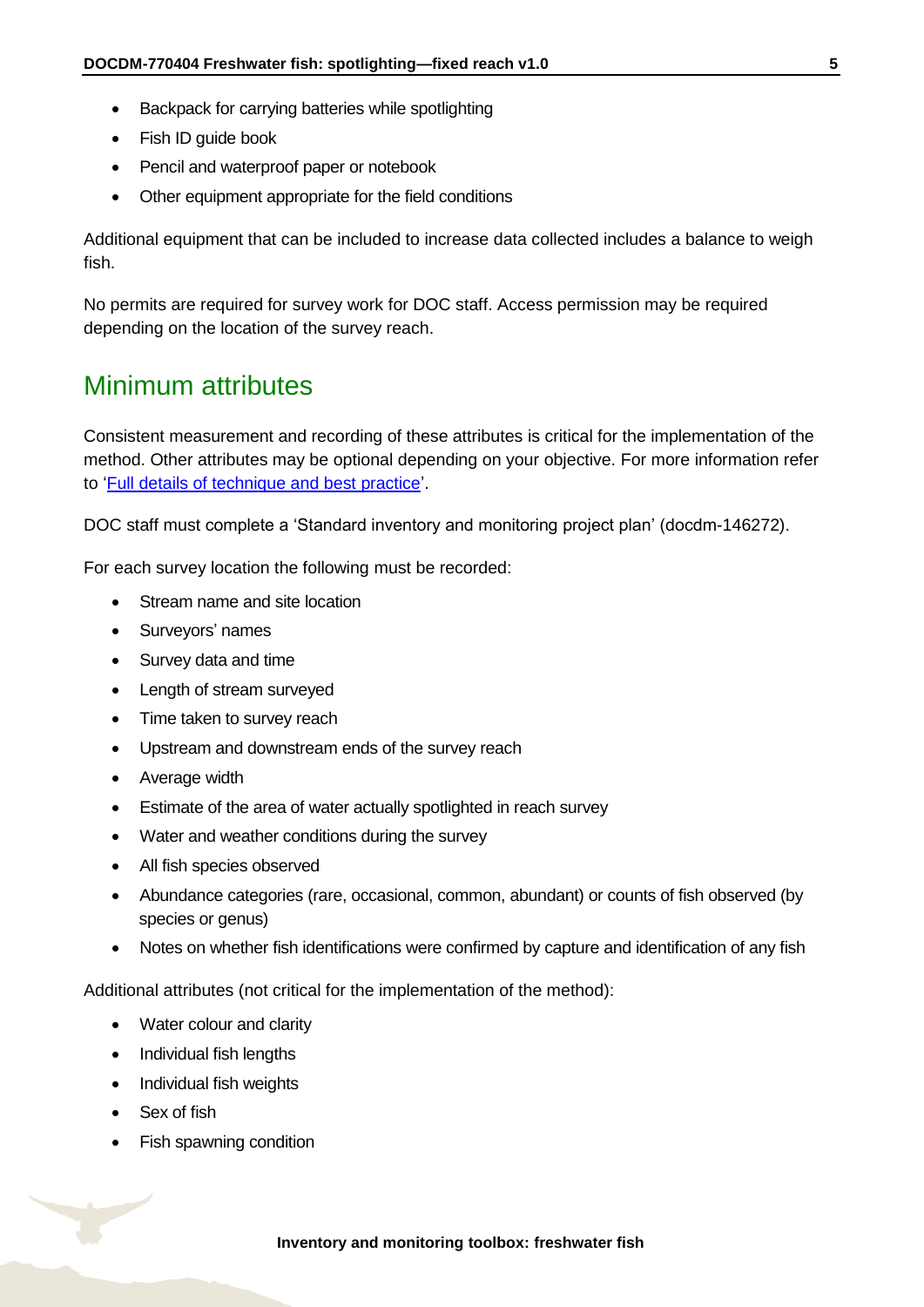- Backpack for carrying batteries while spotlighting
- Fish ID guide book
- Pencil and waterproof paper or notebook
- Other equipment appropriate for the field conditions

Additional equipment that can be included to increase data collected includes a balance to weigh fish.

No permits are required for survey work for DOC staff. Access permission may be required depending on the location of the survey reach.

## Minimum attributes

Consistent measurement and recording of these attributes is critical for the implementation of the method. Other attributes may be optional depending on your objective. For more information refer to '[Full details of technique and best practice](#)'.

DOC staff must complete a 'Standard inventory and monitoring project plan' (docdm-146272).

For each survey location the following must be recorded:

- Stream name and site location
- Surveyors' names
- Survey data and time
- Length of stream surveyed
- Time taken to survey reach
- Upstream and downstream ends of the survey reach
- Average width
- Estimate of the area of water actually spotlighted in reach survey
- Water and weather conditions during the survey
- All fish species observed
- Abundance categories (rare, occasional, common, abundant) or counts of fish observed (by species or genus)
- Notes on whether fish identifications were confirmed by capture and identification of any fish

Additional attributes (not critical for the implementation of the method):

- Water colour and clarity
- Individual fish lengths
- Individual fish weights
- Sex of fish
- Fish spawning condition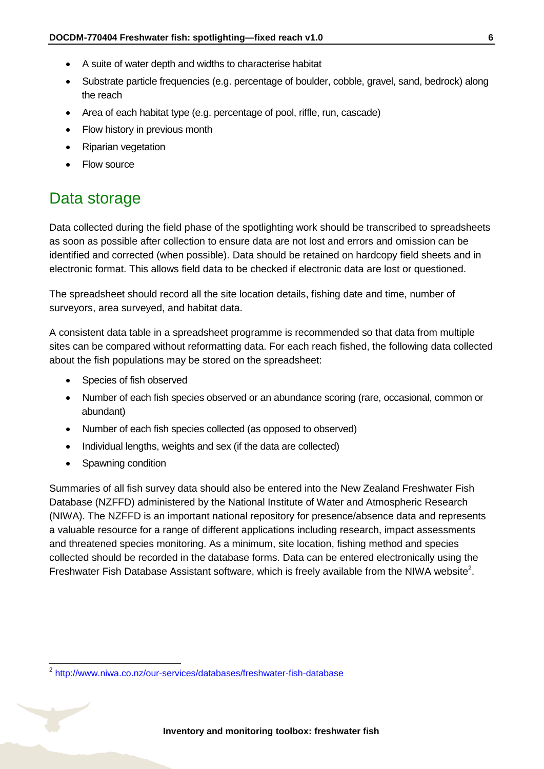- A suite of water depth and widths to characterise habitat
- Substrate particle frequencies (e.g. percentage of boulder, cobble, gravel, sand, bedrock) along the reach
- Area of each habitat type (e.g. percentage of pool, riffle, run, cascade)
- Flow history in previous month
- Riparian vegetation
- Flow source

## Data storage

Data collected during the field phase of the spotlighting work should be transcribed to spreadsheets as soon as possible after collection to ensure data are not lost and errors and omission can be identified and corrected (when possible). Data should be retained on hardcopy field sheets and in electronic format. This allows field data to be checked if electronic data are lost or questioned.

The spreadsheet should record all the site location details, fishing date and time, number of surveyors, area surveyed, and habitat data.

A consistent data table in a spreadsheet programme is recommended so that data from multiple sites can be compared without reformatting data. For each reach fished, the following data collected about the fish populations may be stored on the spreadsheet:

- Species of fish observed
- Number of each fish species observed or an abundance scoring (rare, occasional, common or abundant)
- Number of each fish species collected (as opposed to observed)
- Individual lengths, weights and sex (if the data are collected)
- Spawning condition

Summaries of all fish survey data should also be entered into the New Zealand Freshwater Fish Database (NZFFD) administered by the National Institute of Water and Atmospheric Research (NIWA). The NZFFD is an important national repository for presence/absence data and represents a valuable resource for a range of different applications including research, impact assessments and threatened species monitoring. As a minimum, site location, fishing method and species collected should be recorded in the database forms. Data can be entered electronically using the Freshwater Fish Database Assistant software, which is freely available from the NIWA website[2].

[2] http://www.niwa.co.nz/our-services/databases/freshwater-fish-database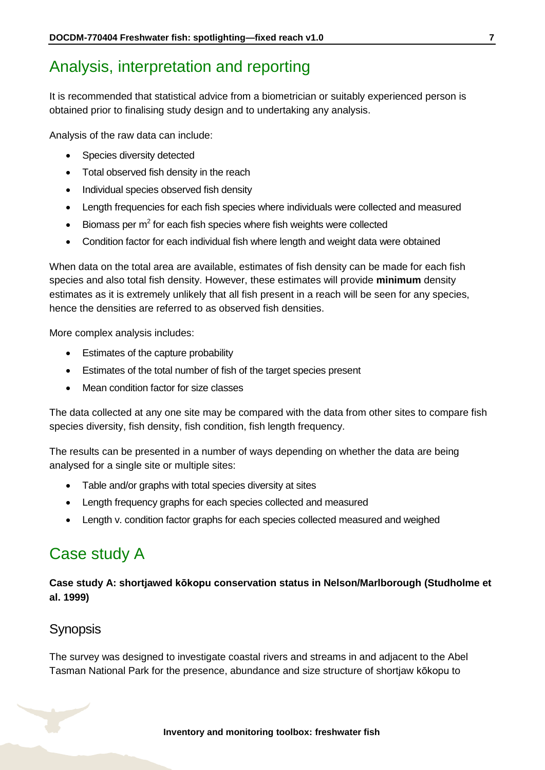## Analysis, interpretation and reporting

It is recommended that statistical advice from a biometrician or suitably experienced person is obtained prior to finalising study design and to undertaking any analysis.

Analysis of the raw data can include:

- Species diversity detected
- Total observed fish density in the reach
- Individual species observed fish density
- Length frequencies for each fish species where individuals were collected and measured
- Biomass per $m^2$ for each fish species where fish weights were collected
- Condition factor for each individual fish where length and weight data were obtained

When data on the total area are available, estimates of fish density can be made for each fish species and also total fish density. However, these estimates will provide **minimum** density estimates as it is extremely unlikely that all fish present in a reach will be seen for any species, hence the densities are referred to as observed fish densities.

More complex analysis includes:

- Estimates of the capture probability
- Estimates of the total number of fish of the target species present
- Mean condition factor for size classes

The data collected at any one site may be compared with the data from other sites to compare fish species diversity, fish density, fish condition, fish length frequency.

The results can be presented in a number of ways depending on whether the data are being analysed for a single site or multiple sites:

- Table and/or graphs with total species diversity at sites
- Length frequency graphs for each species collected and measured
- Length v. condition factor graphs for each species collected measured and weighed

## Case study A

**Case study A: shortjawed kōkopu conservation status in Nelson/Marlborough (Studholme et al. 1999)**

### Synopsis

The survey was designed to investigate coastal rivers and streams in and adjacent to the Abel Tasman National Park for the presence, abundance and size structure of shortjaw kōkopu to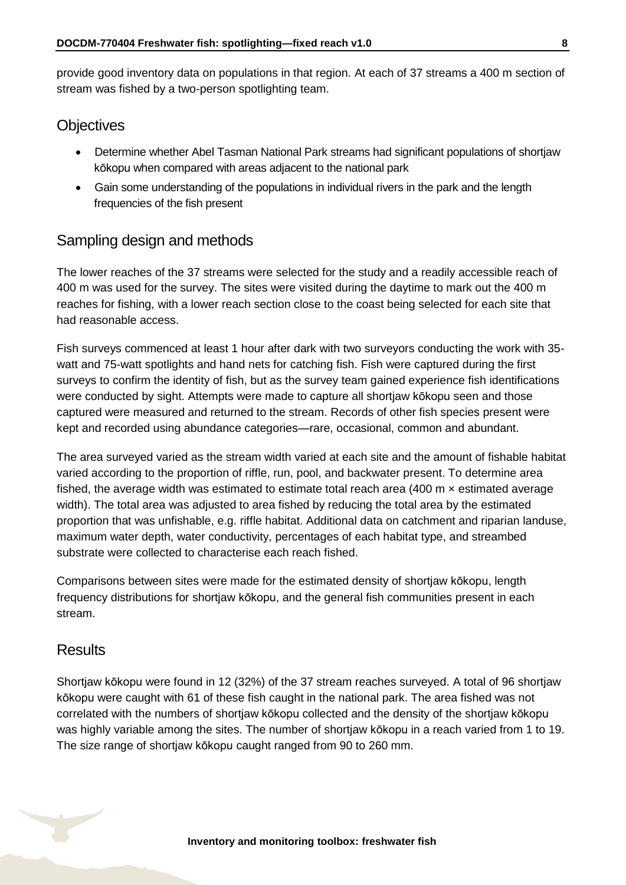provide good inventory data on populations in that region. At each of 37 streams a 400 m section of stream was fished by a two-person spotlighting team.

## Objectives

- Determine whether Abel Tasman National Park streams had significant populations of shortjaw kōkopu when compared with areas adjacent to the national park
- Gain some understanding of the populations in individual rivers in the park and the length frequencies of the fish present

## Sampling design and methods

The lower reaches of the 37 streams were selected for the study and a readily accessible reach of 400 m was used for the survey. The sites were visited during the daytime to mark out the 400 m reaches for fishing, with a lower reach section close to the coast being selected for each site that had reasonable access.

Fish surveys commenced at least 1 hour after dark with two surveyors conducting the work with 35-watt and 75-watt spotlights and hand nets for catching fish. Fish were captured during the first surveys to confirm the identity of fish, but as the survey team gained experience fish identifications were conducted by sight. Attempts were made to capture all shortjaw kōkopu seen and those captured were measured and returned to the stream. Records of other fish species present were kept and recorded using abundance categories—rare, occasional, common and abundant.

The area surveyed varied as the stream width varied at each site and the amount of fishable habitat varied according to the proportion of riffle, run, pool, and backwater present. To determine area fished, the average width was estimated to estimate total reach area (400 m × estimated average width). The total area was adjusted to area fished by reducing the total area by the estimated proportion that was unfishable, e.g. riffle habitat. Additional data on catchment and riparian landuse, maximum water depth, water conductivity, percentages of each habitat type, and streambed substrate were collected to characterise each reach fished.

Comparisons between sites were made for the estimated density of shortjaw kōkopu, length frequency distributions for shortjaw kōkopu, and the general fish communities present in each stream.

## Results

Shortjaw kōkopu were found in 12 (32%) of the 37 stream reaches surveyed. A total of 96 shortjaw kōkopu were caught with 61 of these fish caught in the national park. The area fished was not correlated with the numbers of shortjaw kōkopu collected and the density of the shortjaw kōkopu was highly variable among the sites. The number of shortjaw kōkopu in a reach varied from 1 to 19. The size range of shortjaw kōkopu caught ranged from 90 to 260 mm.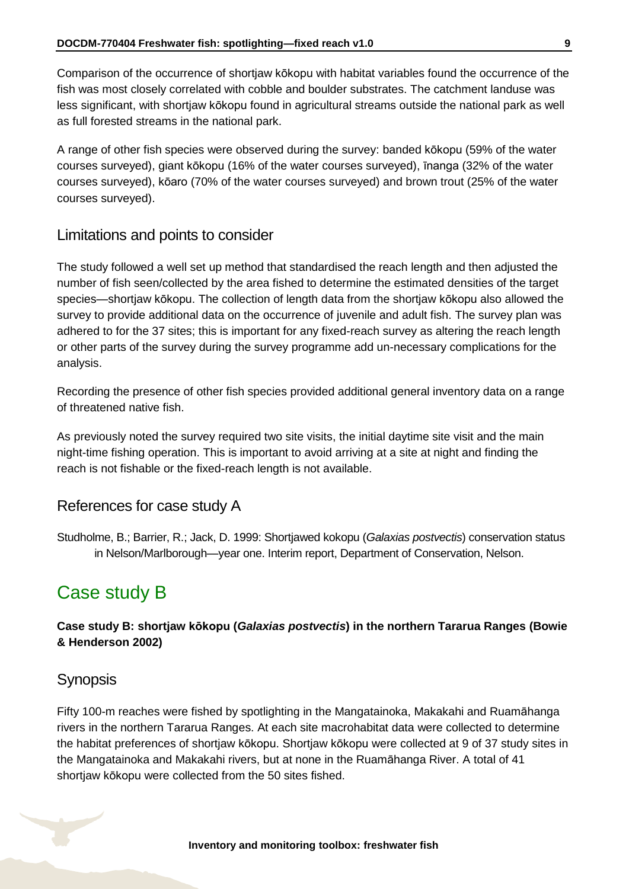Comparison of the occurrence of shortjaw kōkopu with habitat variables found the occurrence of the fish was most closely correlated with cobble and boulder substrates. The catchment landuse was less significant, with shortjaw kōkopu found in agricultural streams outside the national park as well as full forested streams in the national park.

A range of other fish species were observed during the survey: banded kōkopu (59% of the water courses surveyed), giant kōkopu (16% of the water courses surveyed), īnanga (32% of the water courses surveyed), kōaro (70% of the water courses surveyed) and brown trout (25% of the water courses surveyed).

### Limitations and points to consider

The study followed a well set up method that standardised the reach length and then adjusted the number of fish seen/collected by the area fished to determine the estimated densities of the target species—shortjaw kōkopu. The collection of length data from the shortjaw kōkopu also allowed the survey to provide additional data on the occurrence of juvenile and adult fish. The survey plan was adhered to for the 37 sites; this is important for any fixed-reach survey as altering the reach length or other parts of the survey during the survey programme add un-necessary complications for the analysis.

Recording the presence of other fish species provided additional general inventory data on a range of threatened native fish.

As previously noted the survey required two site visits, the initial daytime site visit and the main night-time fishing operation. This is important to avoid arriving at a site at night and finding the reach is not fishable or the fixed-reach length is not available.

### References for case study A

Studholme, B.; Barrier, R.; Jack, D. 1999: Shortjawed kokopu (*Galaxias postvectis*) conservation status in Nelson/Marlborough—year one. Interim report, Department of Conservation, Nelson.

## Case study B

**Case study B: shortjaw kōkopu (*Galaxias postvectis*) in the northern Tararua Ranges (Bowie & Henderson 2002)**

### Synopsis

Fifty 100-m reaches were fished by spotlighting in the Mangatainoka, Makakahi and Ruamāhanga rivers in the northern Tararua Ranges. At each site macrohabitat data were collected to determine the habitat preferences of shortjaw kōkopu. Shortjaw kōkopu were collected at 9 of 37 study sites in the Mangatainoka and Makakahi rivers, but at none in the Ruamāhanga River. A total of 41 shortjaw kōkopu were collected from the 50 sites fished.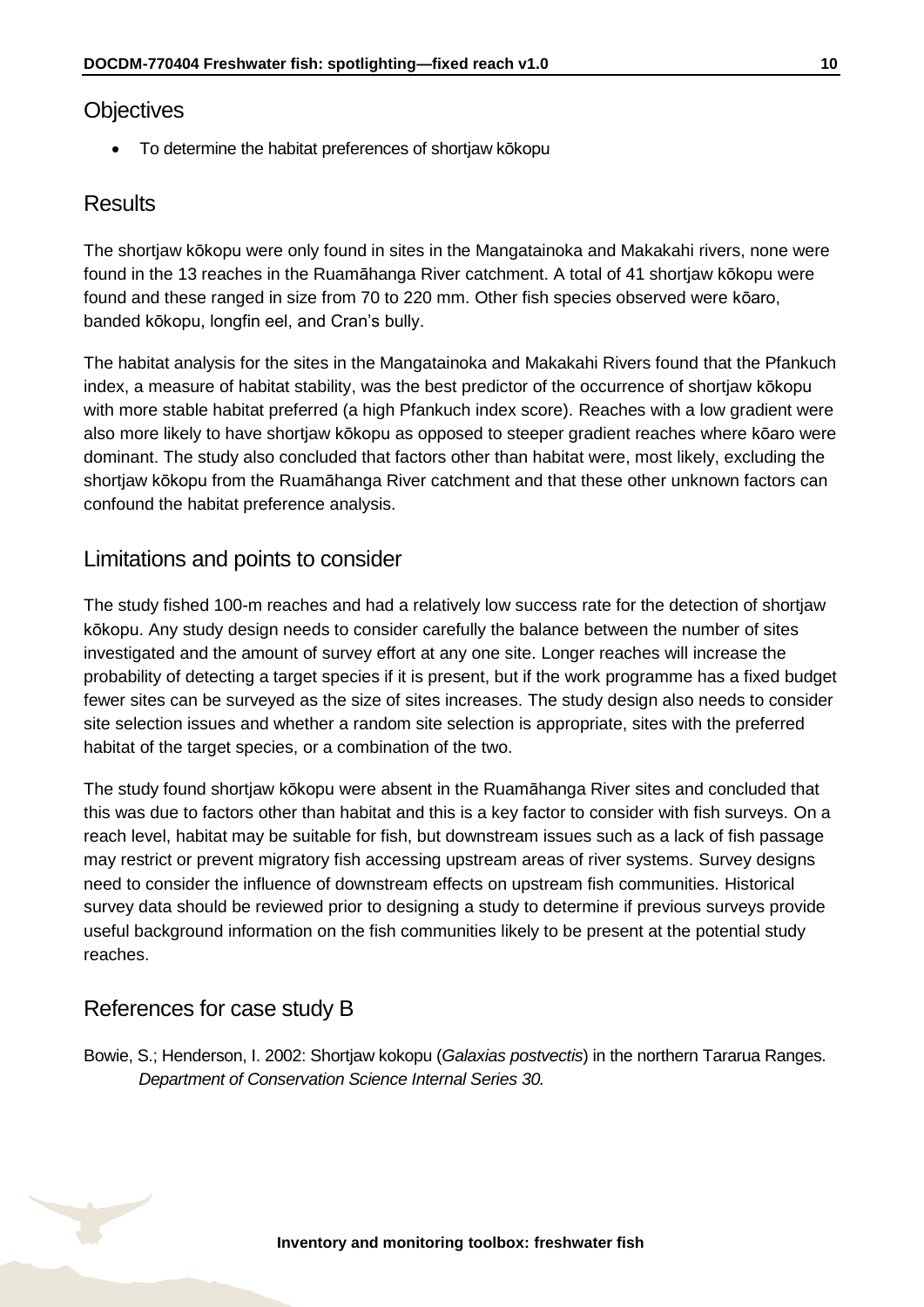## Objectives

- To determine the habitat preferences of shortjaw kōkopu

## Results

The shortjaw kōkopu were only found in sites in the Mangatainoka and Makakahi rivers, none were found in the 13 reaches in the Ruamāhanga River catchment. A total of 41 shortjaw kōkopu were found and these ranged in size from 70 to 220 mm. Other fish species observed were kōaro, banded kōkopu, longfin eel, and Cran's bully.

The habitat analysis for the sites in the Mangatainoka and Makakahi Rivers found that the Pfankuch index, a measure of habitat stability, was the best predictor of the occurrence of shortjaw kōkopu with more stable habitat preferred (a high Pfankuch index score). Reaches with a low gradient were also more likely to have shortjaw kōkopu as opposed to steeper gradient reaches where kōaro were dominant. The study also concluded that factors other than habitat were, most likely, excluding the shortjaw kōkopu from the Ruamāhanga River catchment and that these other unknown factors can confound the habitat preference analysis.

## Limitations and points to consider

The study fished 100-m reaches and had a relatively low success rate for the detection of shortjaw kōkopu. Any study design needs to consider carefully the balance between the number of sites investigated and the amount of survey effort at any one site. Longer reaches will increase the probability of detecting a target species if it is present, but if the work programme has a fixed budget fewer sites can be surveyed as the size of sites increases. The study design also needs to consider site selection issues and whether a random site selection is appropriate, sites with the preferred habitat of the target species, or a combination of the two.

The study found shortjaw kōkopu were absent in the Ruamāhanga River sites and concluded that this was due to factors other than habitat and this is a key factor to consider with fish surveys. On a reach level, habitat may be suitable for fish, but downstream issues such as a lack of fish passage may restrict or prevent migratory fish accessing upstream areas of river systems. Survey designs need to consider the influence of downstream effects on upstream fish communities. Historical survey data should be reviewed prior to designing a study to determine if previous surveys provide useful background information on the fish communities likely to be present at the potential study reaches.

## References for case study B

Bowie, S.; Henderson, I. 2002: Shortjaw kokopu (*Galaxias postvectis*) in the northern Tararua Ranges. *Department of Conservation Science Internal Series 30.*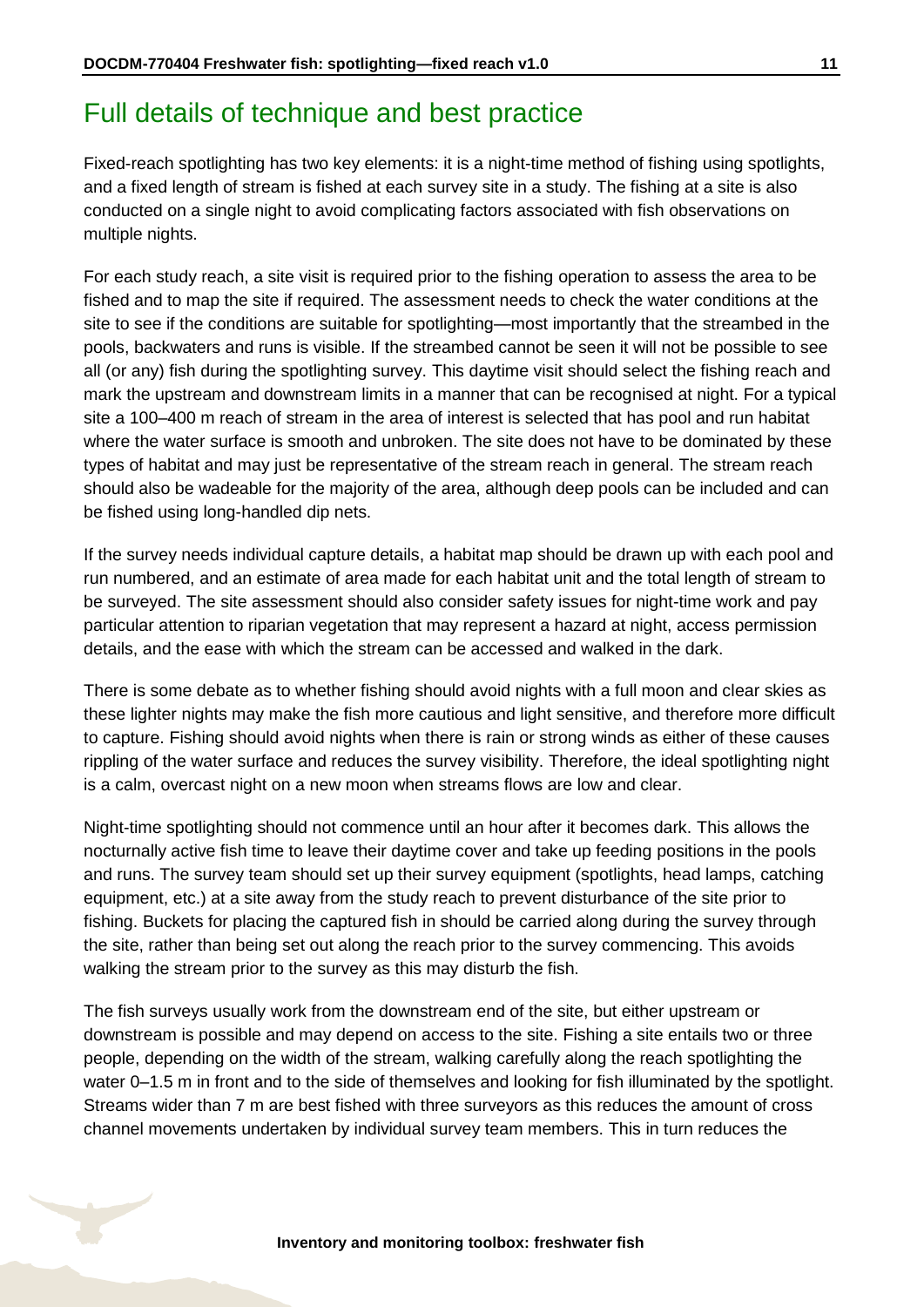# Full details of technique and best practice

Fixed-reach spotlighting has two key elements: it is a night-time method of fishing using spotlights, and a fixed length of stream is fished at each survey site in a study. The fishing at a site is also conducted on a single night to avoid complicating factors associated with fish observations on multiple nights.

For each study reach, a site visit is required prior to the fishing operation to assess the area to be fished and to map the site if required. The assessment needs to check the water conditions at the site to see if the conditions are suitable for spotlighting—most importantly that the streambed in the pools, backwaters and runs is visible. If the streambed cannot be seen it will not be possible to see all (or any) fish during the spotlighting survey. This daytime visit should select the fishing reach and mark the upstream and downstream limits in a manner that can be recognised at night. For a typical site a 100–400 m reach of stream in the area of interest is selected that has pool and run habitat where the water surface is smooth and unbroken. The site does not have to be dominated by these types of habitat and may just be representative of the stream reach in general. The stream reach should also be wadeable for the majority of the area, although deep pools can be included and can be fished using long-handled dip nets.

If the survey needs individual capture details, a habitat map should be drawn up with each pool and run numbered, and an estimate of area made for each habitat unit and the total length of stream to be surveyed. The site assessment should also consider safety issues for night-time work and pay particular attention to riparian vegetation that may represent a hazard at night, access permission details, and the ease with which the stream can be accessed and walked in the dark.

There is some debate as to whether fishing should avoid nights with a full moon and clear skies as these lighter nights may make the fish more cautious and light sensitive, and therefore more difficult to capture. Fishing should avoid nights when there is rain or strong winds as either of these causes rippling of the water surface and reduces the survey visibility. Therefore, the ideal spotlighting night is a calm, overcast night on a new moon when streams flows are low and clear.

Night-time spotlighting should not commence until an hour after it becomes dark. This allows the nocturnally active fish time to leave their daytime cover and take up feeding positions in the pools and runs. The survey team should set up their survey equipment (spotlights, head lamps, catching equipment, etc.) at a site away from the study reach to prevent disturbance of the site prior to fishing. Buckets for placing the captured fish in should be carried along during the survey through the site, rather than being set out along the reach prior to the survey commencing. This avoids walking the stream prior to the survey as this may disturb the fish.

The fish surveys usually work from the downstream end of the site, but either upstream or downstream is possible and may depend on access to the site. Fishing a site entails two or three people, depending on the width of the stream, walking carefully along the reach spotlighting the water 0–1.5 m in front and to the side of themselves and looking for fish illuminated by the spotlight. Streams wider than 7 m are best fished with three surveyors as this reduces the amount of cross channel movements undertaken by individual survey team members. This in turn reduces the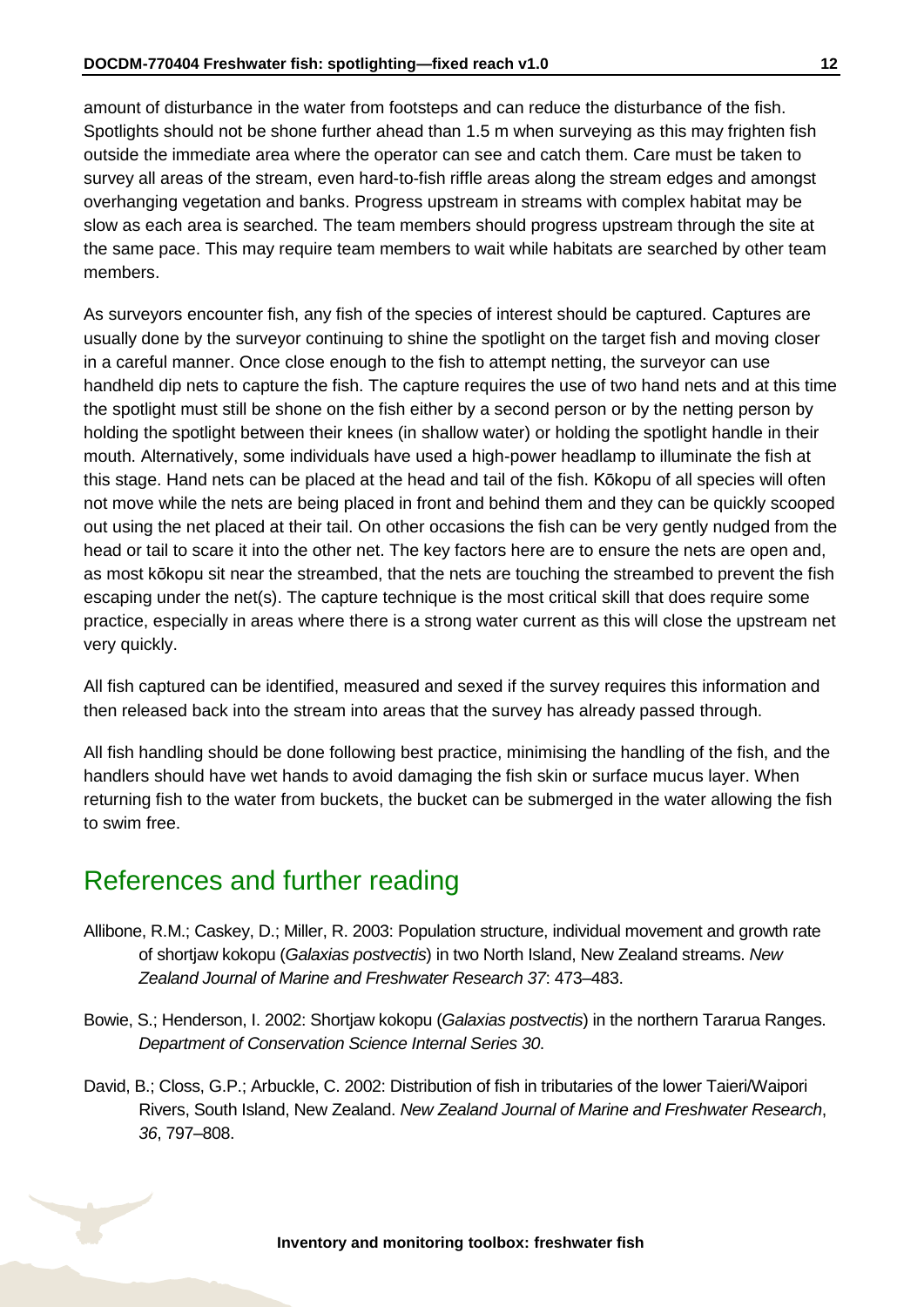amount of disturbance in the water from footsteps and can reduce the disturbance of the fish. Spotlights should not be shone further ahead than 1.5 m when surveying as this may frighten fish outside the immediate area where the operator can see and catch them. Care must be taken to survey all areas of the stream, even hard-to-fish riffle areas along the stream edges and amongst overhanging vegetation and banks. Progress upstream in streams with complex habitat may be slow as each area is searched. The team members should progress upstream through the site at the same pace. This may require team members to wait while habitats are searched by other team members.

As surveyors encounter fish, any fish of the species of interest should be captured. Captures are usually done by the surveyor continuing to shine the spotlight on the target fish and moving closer in a careful manner. Once close enough to the fish to attempt netting, the surveyor can use handheld dip nets to capture the fish. The capture requires the use of two hand nets and at this time the spotlight must still be shone on the fish either by a second person or by the netting person by holding the spotlight between their knees (in shallow water) or holding the spotlight handle in their mouth. Alternatively, some individuals have used a high-power headlamp to illuminate the fish at this stage. Hand nets can be placed at the head and tail of the fish. Kōkopu of all species will often not move while the nets are being placed in front and behind them and they can be quickly scooped out using the net placed at their tail. On other occasions the fish can be very gently nudged from the head or tail to scare it into the other net. The key factors here are to ensure the nets are open and, as most kōkopu sit near the streambed, that the nets are touching the streambed to prevent the fish escaping under the net(s). The capture technique is the most critical skill that does require some practice, especially in areas where there is a strong water current as this will close the upstream net very quickly.

All fish captured can be identified, measured and sexed if the survey requires this information and then released back into the stream into areas that the survey has already passed through.

All fish handling should be done following best practice, minimising the handling of the fish, and the handlers should have wet hands to avoid damaging the fish skin or surface mucus layer. When returning fish to the water from buckets, the bucket can be submerged in the water allowing the fish to swim free.

## References and further reading

Allibone, R.M.; Caskey, D.; Miller, R. 2003: Population structure, individual movement and growth rate of shortjaw kokopu (*Galaxias postvectis*) in two North Island, New Zealand streams. *New Zealand Journal of Marine and Freshwater Research 37*: 473–483.

Bowie, S.; Henderson, I. 2002: Shortjaw kokopu (*Galaxias postvectis*) in the northern Tararua Ranges. *Department of Conservation Science Internal Series 30.*

David, B.; Closs, G.P.; Arbuckle, C. 2002: Distribution of fish in tributaries of the lower Taieri/Waipori Rivers, South Island, New Zealand. *New Zealand Journal of Marine and Freshwater Research*, *36*, 797–808.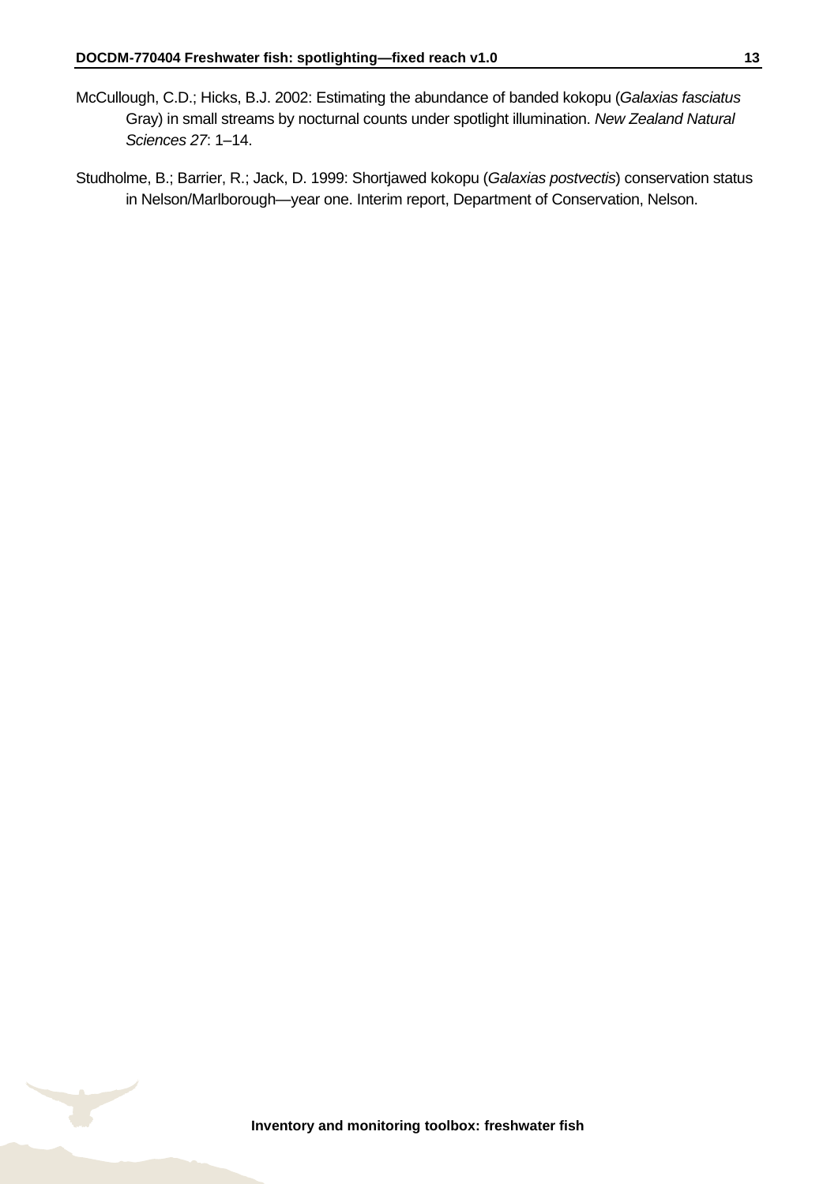McCullough, C.D.; Hicks, B.J. 2002: Estimating the abundance of banded kokopu (*Galaxias fasciatus* Gray) in small streams by nocturnal counts under spotlight illumination. *New Zealand Natural Sciences 27*: 1–14.

Studholme, B.; Barrier, R.; Jack, D. 1999: Shortjawed kokopu (*Galaxias postvectis*) conservation status in Nelson/Marlborough—year one. Interim report, Department of Conservation, Nelson.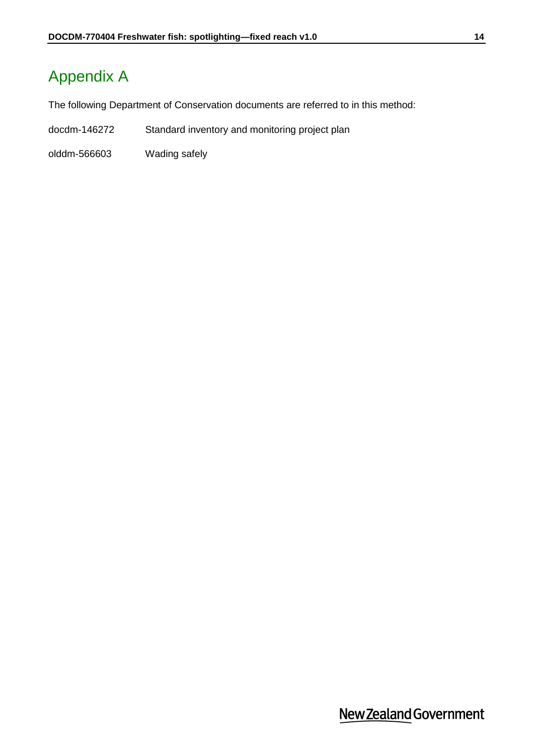# Appendix A

The following Department of Conservation documents are referred to in this method:

| | |
|---|---|
| docdm-146272 | Standard inventory and monitoring project plan |
| olddm-566603 | Wading safely |